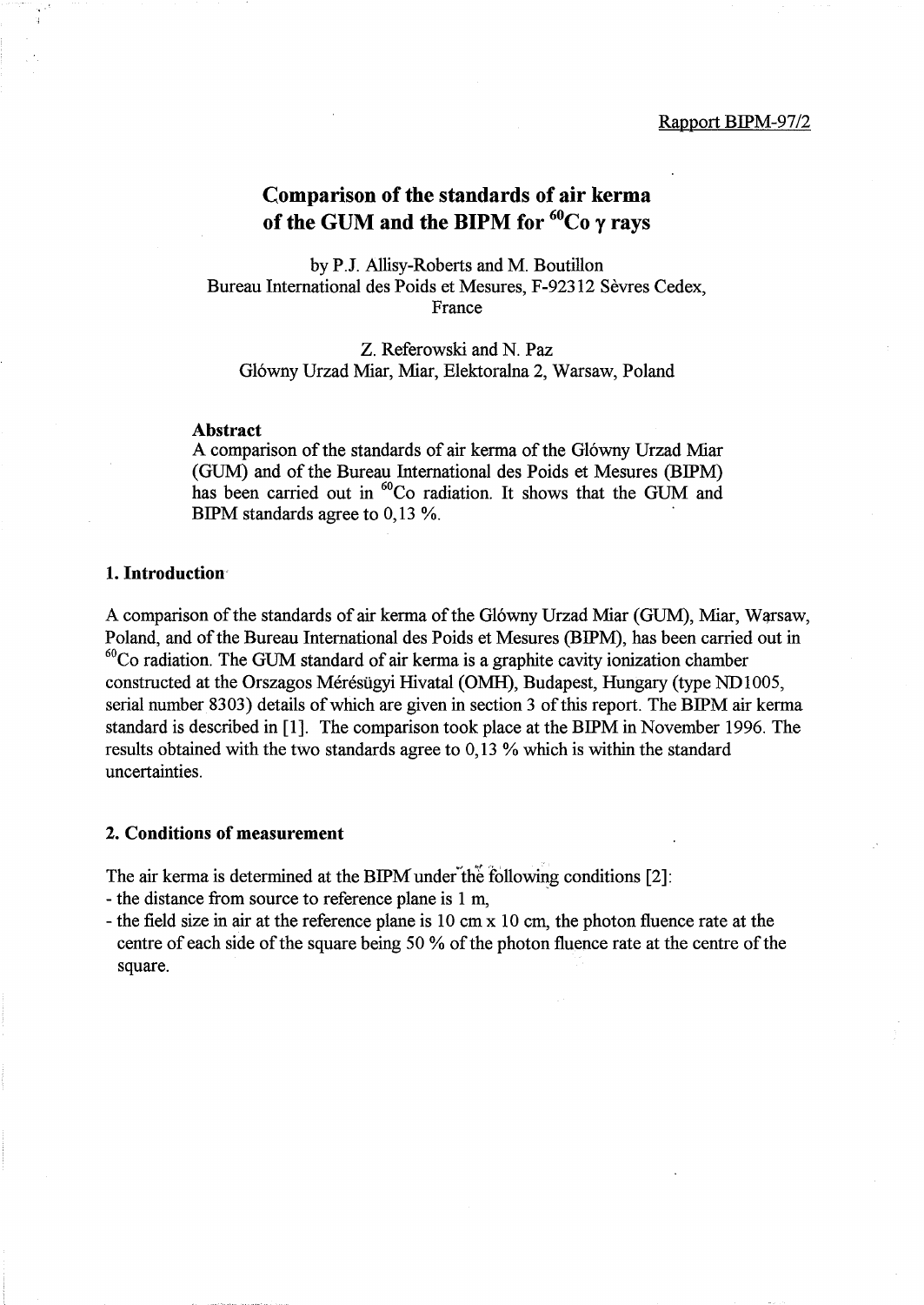Rapport BIPM-97/2

# Comparison of the standards of air kerma of the GUM and the BIPM for $^{60}$Co γ rays

by P.J. Allisy-Roberts and M. Boutillon
Bureau International des Poids et Mesures, F-92312 Sèvres Cedex, France

Z. Referowski and N. Paz
Glówny Urzad Miar, Miar, Elektoralna 2, Warsaw, Poland

### Abstract

A comparison of the standards of air kerma of the Glówny Urzad Miar (GUM) and of the Bureau International des Poids et Mesures (BIPM) has been carried out in $^{60}$Co radiation. It shows that the GUM and BIPM standards agree to 0,13 %.

## 1. Introduction

A comparison of the standards of air kerma of the Glówny Urzad Miar (GUM), Miar, Warsaw, Poland, and of the Bureau International des Poids et Mesures (BIPM), has been carried out in $^{60}$Co radiation. The GUM standard of air kerma is a graphite cavity ionization chamber constructed at the Orszagos Mérésügyi Hivatal (OMH), Budapest, Hungary (type ND1005, serial number 8303) details of which are given in section 3 of this report. The BIPM air kerma standard is described in [1]. The comparison took place at the BIPM in November 1996. The results obtained with the two standards agree to 0,13 % which is within the standard uncertainties.

## 2. Conditions of measurement

The air kerma is determined at the BIPM under the following conditions [2]:

- the distance from source to reference plane is 1 m,
- the field size in air at the reference plane is 10 cm x 10 cm, the photon fluence rate at the centre of each side of the square being 50 % of the photon fluence rate at the centre of the square.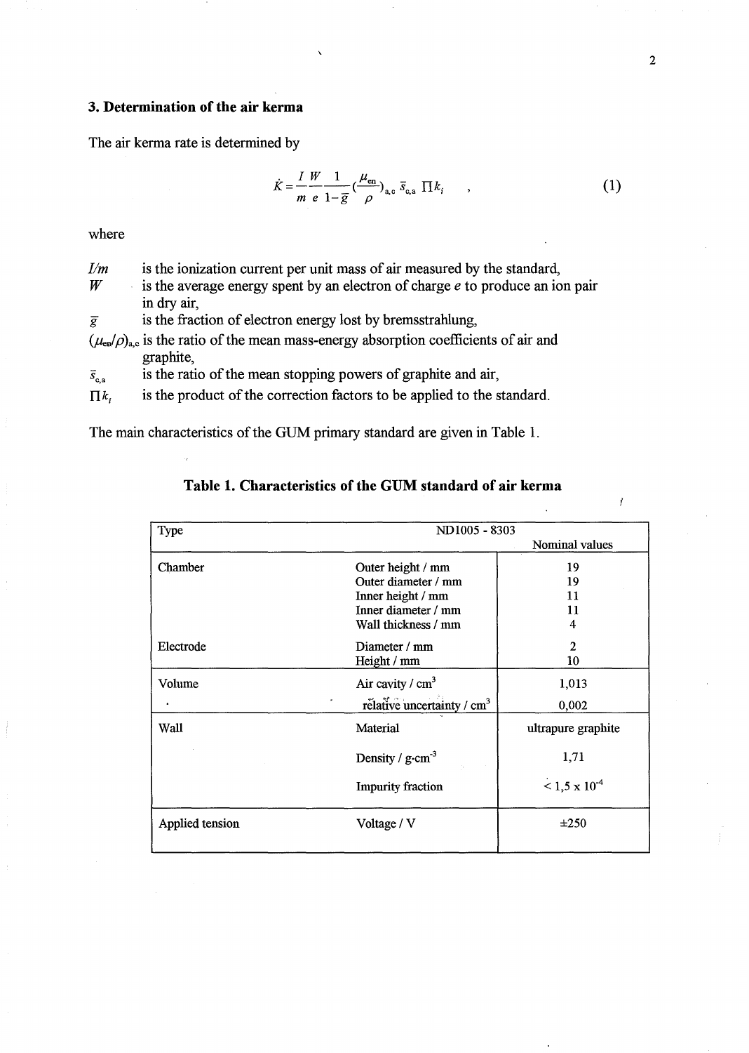## 3. Determination of the air kerma

The air kerma rate is determined by

$$\dot{K} = \frac{I}{m}\frac{W}{e}\frac{1}{1-\bar{g}}\left(\frac{\mu_{en}}{\rho}\right)_{a,c} \bar{s}_{c,a} \prod k_i \quad , \tag{1}$$

where

- $I/m$ is the ionization current per unit mass of air measured by the standard,
- $W$ is the average energy spent by an electron of charge $e$ to produce an ion pair in dry air,
- $\bar{g}$ is the fraction of electron energy lost by bremsstrahlung,
- $(\mu_{en}/\rho)_{a,c}$ is the ratio of the mean mass-energy absorption coefficients of air and graphite,
- $\bar{s}_{c,a}$ is the ratio of the mean stopping powers of graphite and air,
- $\prod k_i$ is the product of the correction factors to be applied to the standard.

The main characteristics of the GUM primary standard are given in Table 1.

**Table 1. Characteristics of the GUM standard of air kerma**

| Type | ND1005 - 8303 | Nominal values |
|---|---|---|
| Chamber | Outer height / mm | 19 |
| | Outer diameter / mm | 19 |
| | Inner height / mm | 11 |
| | Inner diameter / mm | 11 |
| | Wall thickness / mm | 4 |
| Electrode | Diameter / mm | 2 |
| | Height / mm | 10 |
| Volume | Air cavity / cm$^3$ | 1,013 |
| | relative uncertainty / cm$^3$ | 0,002 |
| Wall | Material | ultrapure graphite |
| | Density / g·cm$^{-3}$ | 1,71 |
| | Impurity fraction | $< 1{,}5 \times 10^{-4}$ |
| Applied tension | Voltage / V | ±250 |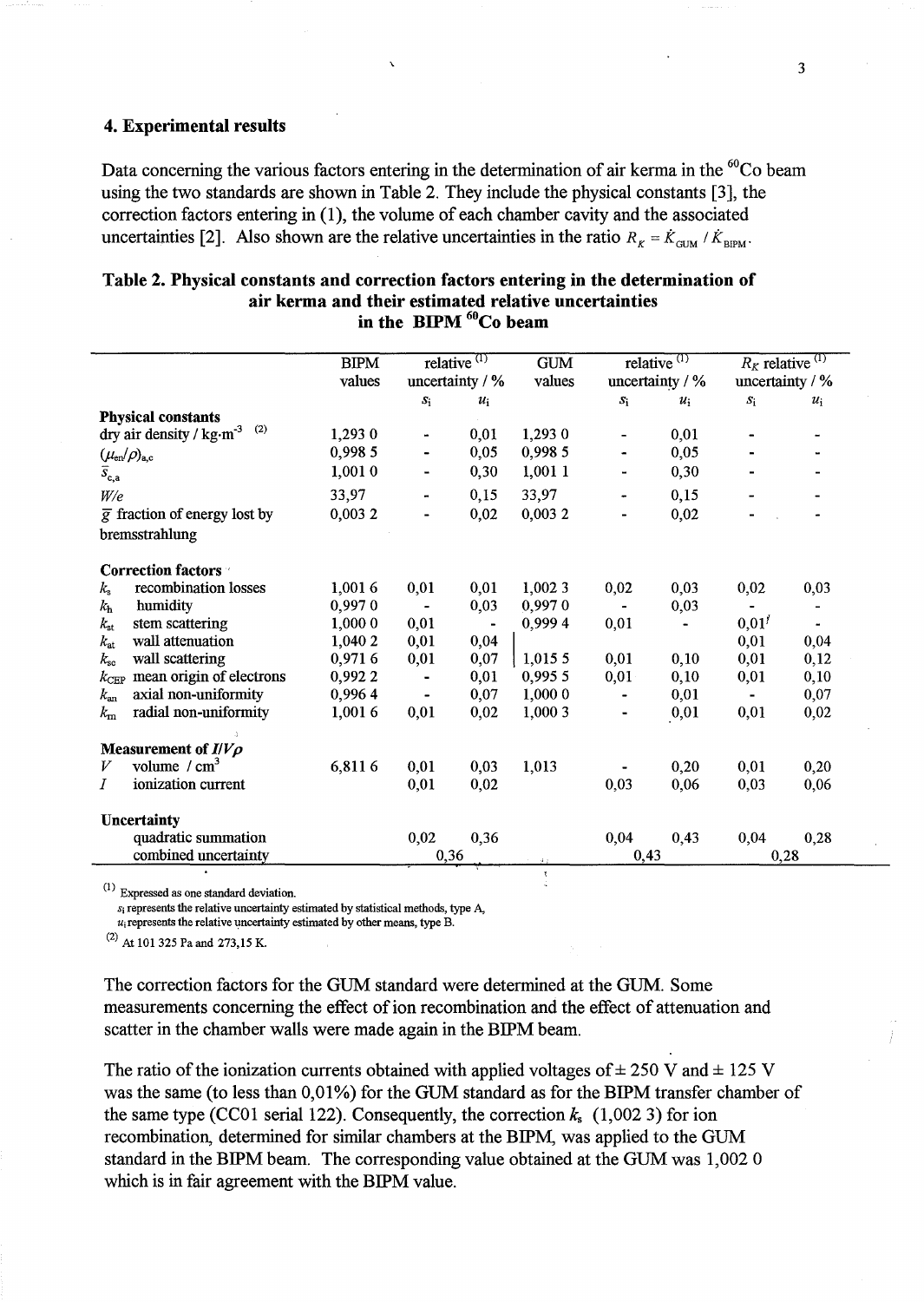## 4. Experimental results

Data concerning the various factors entering in the determination of air kerma in the $^{60}$Co beam using the two standards are shown in Table 2. They include the physical constants [3], the correction factors entering in (1), the volume of each chamber cavity and the associated uncertainties [2]. Also shown are the relative uncertainties in the ratio $R_K = \dot{K}_{\text{GUM}} / \dot{K}_{\text{BIPM}}$.

**Table 2. Physical constants and correction factors entering in the determination of air kerma and their estimated relative uncertainties in the BIPM $^{60}$Co beam**

| | BIPM values | relative [(1)] uncertainty / % | | GUM values | relative [(1)] uncertainty / % | | $R_K$ relative [(1)] uncertainty / % | |
|---|---|---|---|---|---|---|---|---|
| | | $s_i$ | $u_i$ | | $s_i$ | $u_i$ | $s_i$ | $u_i$ |
| **Physical constants** | | | | | | | | |
| dry air density / kg·m$^{-3}$ [(2)] | 1,293 0 | - | 0,01 | 1,293 0 | - | 0,01 | - | - |
| $(\mu_{en}/\rho)_{a,c}$ | 0,998 5 | - | 0,05 | 0,998 5 | - | 0,05 | - | - |
| $\bar{s}_{c,a}$ | 1,001 0 | - | 0,30 | 1,001 1 | - | 0,30 | - | - |
| $W/e$ | 33,97 | - | 0,15 | 33,97 | - | 0,15 | - | - |
| $\bar{g}$ fraction of energy lost by bremsstrahlung | 0,003 2 | - | 0,02 | 0,003 2 | - | 0,02 | - | - |
| **Correction factors** | | | | | | | | |
| $k_s$ recombination losses | 1,001 6 | 0,01 | 0,01 | 1,002 3 | 0,02 | 0,03 | 0,02 | 0,03 |
| $k_h$ humidity | 0,997 0 | - | 0,03 | 0,997 0 | - | 0,03 | - | - |
| $k_{st}$ stem scattering | 1,000 0 | 0,01 | - | 0,999 4 | 0,01 | - | 0,01 | - |
| $k_{at}$ wall attenuation | 1,040 2 | 0,01 | 0,04 | | | | 0,01 | 0,04 |
| $k_{sc}$ wall scattering | 0,971 6 | 0,01 | 0,07 | 1,015 5 | 0,01 | 0,10 | 0,01 | 0,12 |
| $k_{CEP}$ mean origin of electrons | 0,992 2 | - | 0,01 | 0,995 5 | 0,01 | 0,10 | 0,01 | 0,10 |
| $k_{an}$ axial non-uniformity | 0,996 4 | - | 0,07 | 1,000 0 | - | 0,01 | - | 0,07 |
| $k_{rn}$ radial non-uniformity | 1,001 6 | 0,01 | 0,02 | 1,000 3 | - | 0,01 | 0,01 | 0,02 |
| **Measurement of $I/V\rho$** | | | | | | | | |
| $V$ volume / cm$^3$ | 6,811 6 | 0,01 | 0,03 | 1,013 | - | 0,20 | 0,01 | 0,20 |
| $I$ ionization current | | 0,01 | 0,02 | | 0,03 | 0,06 | 0,03 | 0,06 |
| **Uncertainty** | | | | | | | | |
| quadratic summation | | 0,02 | 0,36 | | 0,04 | 0,43 | 0,04 | 0,28 |
| combined uncertainty | | 0,36 | | | 0,43 | | 0,28 | |

[(1)] Expressed as one standard deviation.
$s_i$ represents the relative uncertainty estimated by statistical methods, type A,
$u_i$ represents the relative uncertainty estimated by other means, type B.

[(2)] At 101 325 Pa and 273,15 K.

The correction factors for the GUM standard were determined at the GUM. Some measurements concerning the effect of ion recombination and the effect of attenuation and scatter in the chamber walls were made again in the BIPM beam.

The ratio of the ionization currents obtained with applied voltages of ± 250 V and ± 125 V was the same (to less than 0,01%) for the GUM standard as for the BIPM transfer chamber of the same type (CC01 serial 122). Consequently, the correction $k_s$ (1,002 3) for ion recombination, determined for similar chambers at the BIPM, was applied to the GUM standard in the BIPM beam. The corresponding value obtained at the GUM was 1,002 0 which is in fair agreement with the BIPM value.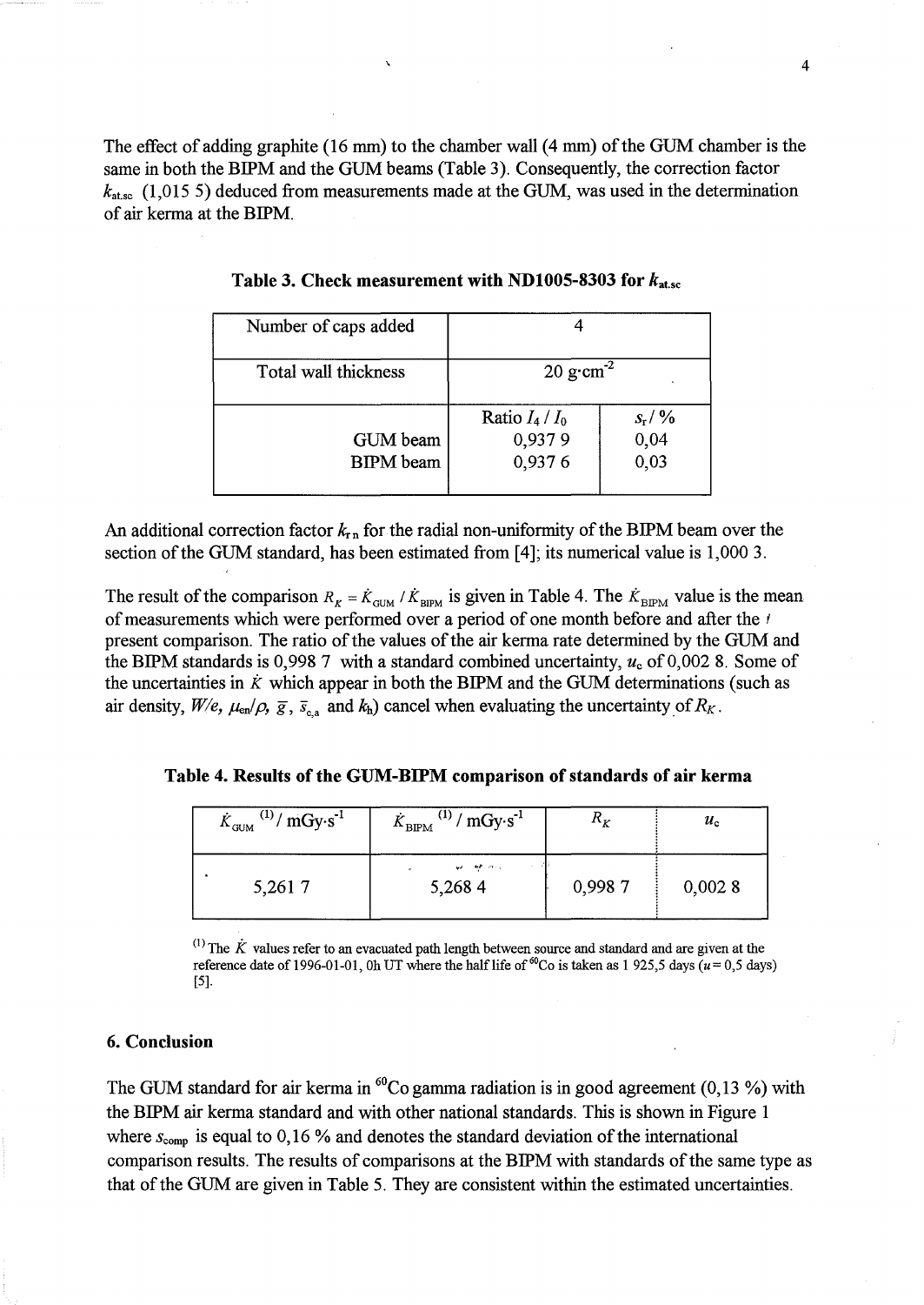The effect of adding graphite (16 mm) to the chamber wall (4 mm) of the GUM chamber is the same in both the BIPM and the GUM beams (Table 3). Consequently, the correction factor $k_{\mathrm{at.sc}}$ (1,015 5) deduced from measurements made at the GUM, was used in the determination of air kerma at the BIPM.

**Table 3. Check measurement with ND1005-8303 for $k_{\mathrm{at.sc}}$**

| Number of caps added | 4 | |
|---|---|---|
| Total wall thickness | 20 g·cm$^{-2}$ | |
| | Ratio $I_4 / I_0$ | $s_{\mathrm{r}}$ / % |
| GUM beam | 0,937 9 | 0,04 |
| BIPM beam | 0,937 6 | 0,03 |

An additional correction factor $k_{\mathrm{rn}}$ for the radial non-uniformity of the BIPM beam over the section of the GUM standard, has been estimated from [4]; its numerical value is 1,000 3.

The result of the comparison $R_K = \dot{K}_{\mathrm{GUM}} / \dot{K}_{\mathrm{BIPM}}$ is given in Table 4. The $\dot{K}_{\mathrm{BIPM}}$ value is the mean of measurements which were performed over a period of one month before and after the present comparison. The ratio of the values of the air kerma rate determined by the GUM and the BIPM standards is 0,998 7 with a standard combined uncertainty, $u_{\mathrm{c}}$ of 0,002 8. Some of the uncertainties in $\dot{K}$ which appear in both the BIPM and the GUM determinations (such as air density, $W/e$, $\mu_{\mathrm{en}}/\rho$, $\bar{g}$, $\bar{s}_{\mathrm{c,a}}$ and $k_{\mathrm{h}}$) cancel when evaluating the uncertainty of $R_K$.

**Table 4. Results of the GUM-BIPM comparison of standards of air kerma**

| $\dot{K}_{\mathrm{GUM}}$ [(1)] / mGy·s$^{-1}$ | $\dot{K}_{\mathrm{BIPM}}$ [(1)] / mGy·s$^{-1}$ | $R_K$ | $u_{\mathrm{c}}$ |
|---|---|---|---|
| 5,261 7 | 5,268 4 | 0,998 7 | 0,002 8 |

[(1)] The $\dot{K}$ values refer to an evacuated path length between source and standard and are given at the reference date of 1996-01-01, 0h UT where the half life of $^{60}$Co is taken as 1 925,5 days ($u$ = 0,5 days) [5].

## 6. Conclusion

The GUM standard for air kerma in $^{60}$Co gamma radiation is in good agreement (0,13 %) with the BIPM air kerma standard and with other national standards. This is shown in Figure 1 where $s_{\mathrm{comp}}$ is equal to 0,16 % and denotes the standard deviation of the international comparison results. The results of comparisons at the BIPM with standards of the same type as that of the GUM are given in Table 5. They are consistent within the estimated uncertainties.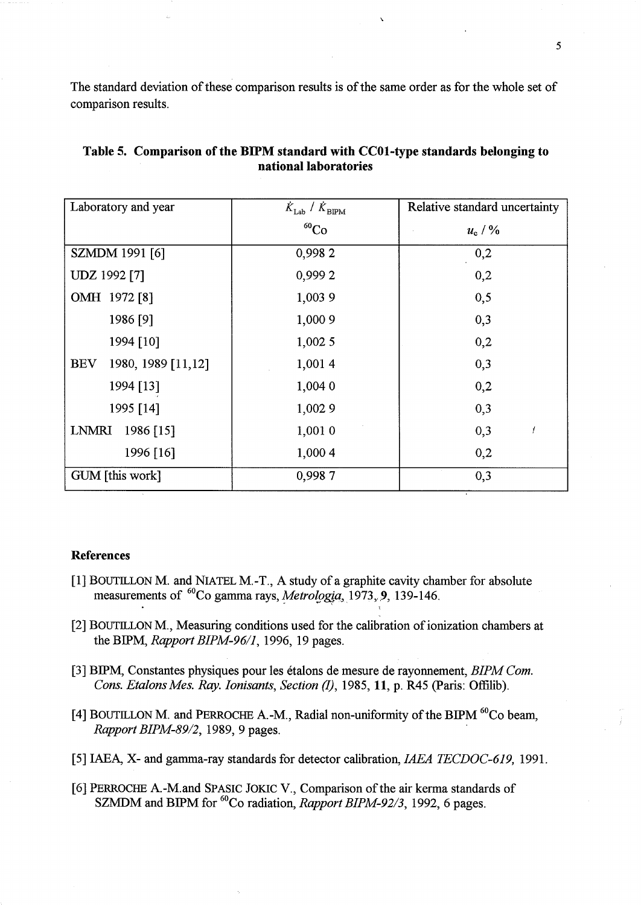The standard deviation of these comparison results is of the same order as for the whole set of comparison results.

**Table 5. Comparison of the BIPM standard with CC01-type standards belonging to national laboratories**

| Laboratory and year | $\dot{K}_{\text{Lab}} / \dot{K}_{\text{BIPM}}$ $^{60}$Co | Relative standard uncertainty $u_c$ / % |
|---|---|---|
| SZMDM 1991 [6] | 0,998 2 | 0,2 |
| UDZ 1992 [7] | 0,999 2 | 0,2 |
| OMH 1972 [8] | 1,003 9 | 0,5 |
| 1986 [9] | 1,000 9 | 0,3 |
| 1994 [10] | 1,002 5 | 0,2 |
| BEV 1980, 1989 [11,12] | 1,001 4 | 0,3 |
| 1994 [13] | 1,004 0 | 0,2 |
| 1995 [14] | 1,002 9 | 0,3 |
| LNMRI 1986 [15] | 1,001 0 | 0,3 |
| 1996 [16] | 1,000 4 | 0,2 |
| GUM [this work] | 0,998 7 | 0,3 |

### References

[1] BOUTILLON M. and NIATEL M.-T., A study of a graphite cavity chamber for absolute measurements of $^{60}$Co gamma rays, *Metrologia*, 1973, **9**, 139-146.

[2] BOUTILLON M., Measuring conditions used for the calibration of ionization chambers at the BIPM, *Rapport BIPM-96/1*, 1996, 19 pages.

[3] BIPM, Constantes physiques pour les étalons de mesure de rayonnement, *BIPM Com. Cons. Etalons Mes. Ray. Ionisants, Section (I)*, 1985, **11**, p. R45 (Paris: Offilib).

[4] BOUTILLON M. and PERROCHE A.-M., Radial non-uniformity of the BIPM $^{60}$Co beam, *Rapport BIPM-89/2*, 1989, 9 pages.

[5] IAEA, X- and gamma-ray standards for detector calibration, *IAEA TECDOC-619*, 1991.

[6] PERROCHE A.-M.and SPASIC JOKIC V., Comparison of the air kerma standards of SZMDM and BIPM for $^{60}$Co radiation, *Rapport BIPM-92/3*, 1992, 6 pages.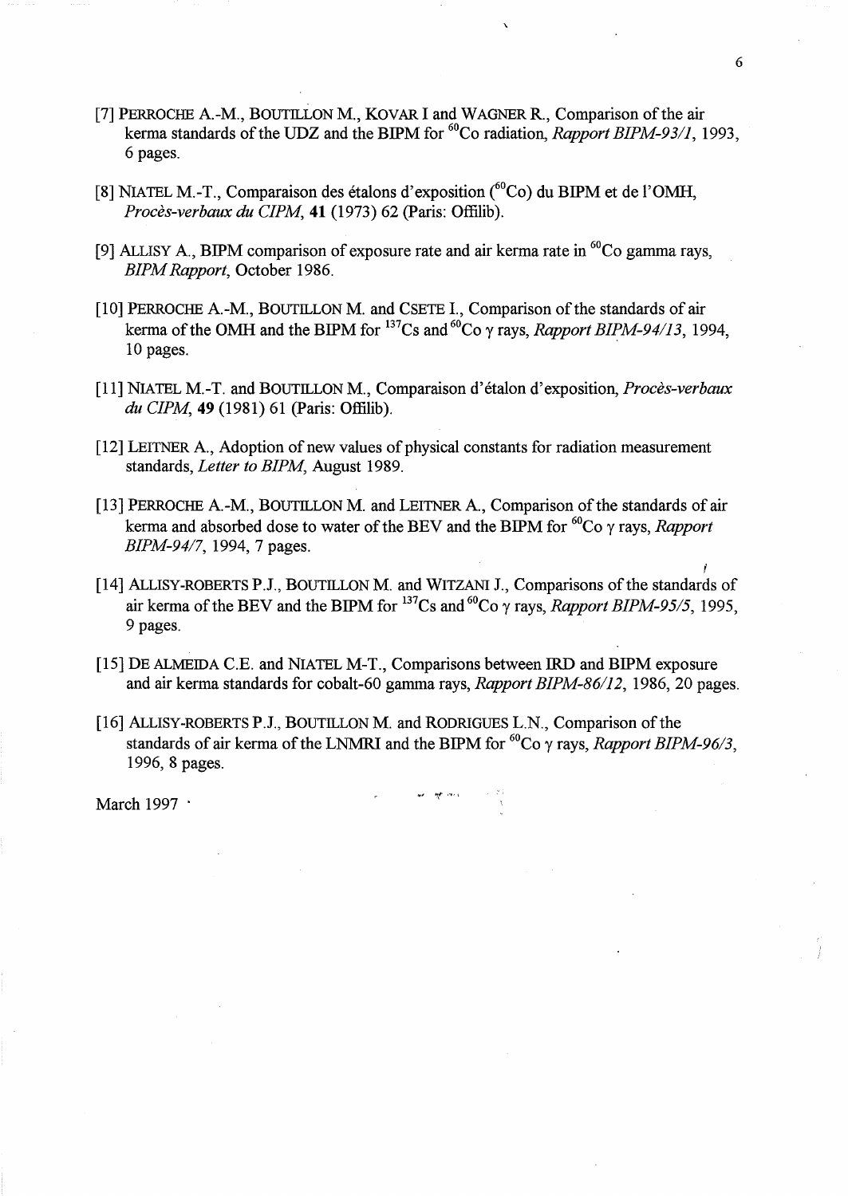[7] PERROCHE A.-M., BOUTILLON M., KOVAR I and WAGNER R., Comparison of the air kerma standards of the UDZ and the BIPM for $^{60}$Co radiation, *Rapport BIPM-93/1*, 1993, 6 pages.

[8] NIATEL M.-T., Comparaison des étalons d'exposition ($^{60}$Co) du BIPM et de l'OMH, *Procès-verbaux du CIPM*, **41** (1973) 62 (Paris: Offilib).

[9] ALLISY A., BIPM comparison of exposure rate and air kerma rate in $^{60}$Co gamma rays, *BIPM Rapport*, October 1986.

[10] PERROCHE A.-M., BOUTILLON M. and CSETE I., Comparison of the standards of air kerma of the OMH and the BIPM for $^{137}$Cs and $^{60}$Co $\gamma$ rays, *Rapport BIPM-94/13*, 1994, 10 pages.

[11] NIATEL M.-T. and BOUTILLON M., Comparaison d'étalon d'exposition, *Procès-verbaux du CIPM*, **49** (1981) 61 (Paris: Offilib).

[12] LEITNER A., Adoption of new values of physical constants for radiation measurement standards, *Letter to BIPM*, August 1989.

[13] PERROCHE A.-M., BOUTILLON M. and LEITNER A., Comparison of the standards of air kerma and absorbed dose to water of the BEV and the BIPM for $^{60}$Co $\gamma$ rays, *Rapport BIPM-94/7*, 1994, 7 pages.

[14] ALLISY-ROBERTS P.J., BOUTILLON M. and WITZANI J., Comparisons of the standards of air kerma of the BEV and the BIPM for $^{137}$Cs and $^{60}$Co $\gamma$ rays, *Rapport BIPM-95/5*, 1995, 9 pages.

[15] DE ALMEIDA C.E. and NIATEL M-T., Comparisons between IRD and BIPM exposure and air kerma standards for cobalt-60 gamma rays, *Rapport BIPM-86/12*, 1986, 20 pages.

[16] ALLISY-ROBERTS P.J., BOUTILLON M. and RODRIGUES L.N., Comparison of the standards of air kerma of the LNMRI and the BIPM for $^{60}$Co $\gamma$ rays, *Rapport BIPM-96/3*, 1996, 8 pages.

March 1997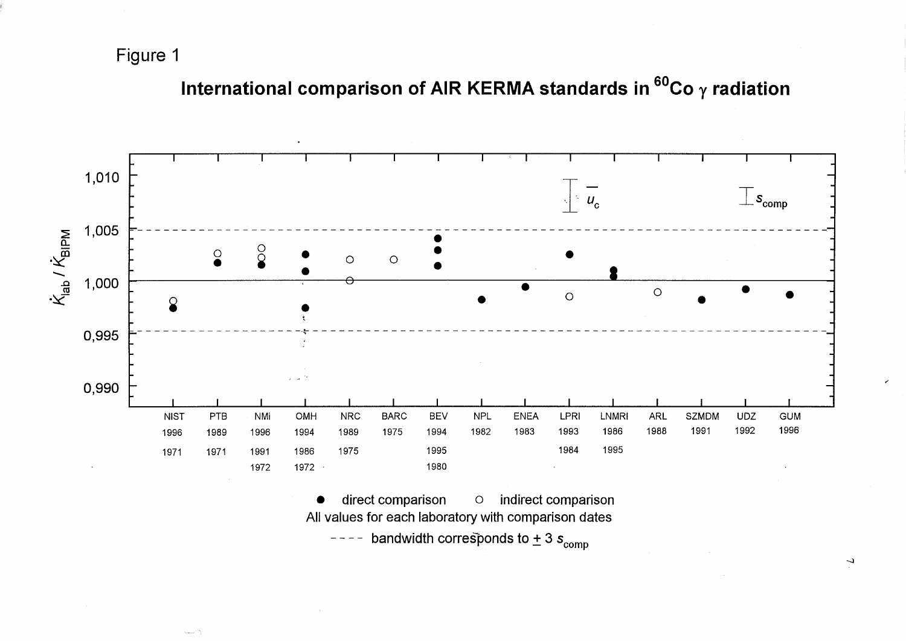Figure 1

## International comparison of AIR KERMA standards in $^{60}$Co $\gamma$ radiation

$\dot{K}_{lab} / \dot{K}_{BIPM}$

1,010

1,005

1,000

0,995

0,990

$\overline{u_c}$

$s_{comp}$

NIST 1996 1971

PTB 1989 1971

NMi 1996 1991 1972

OMH 1994 1986 1972

NRC 1989 1975

BARC 1975

BEV 1994 1995 1980

NPL 1982

ENEA 1983

LPRI 1993 1984

LNMRI 1986 1995

ARL 1988

SZMDM 1991

UDZ 1992

GUM 1996

● direct comparison ○ indirect comparison

All values for each laboratory with comparison dates

---- bandwidth corresponds to $\pm$ 3 $s_{comp}$